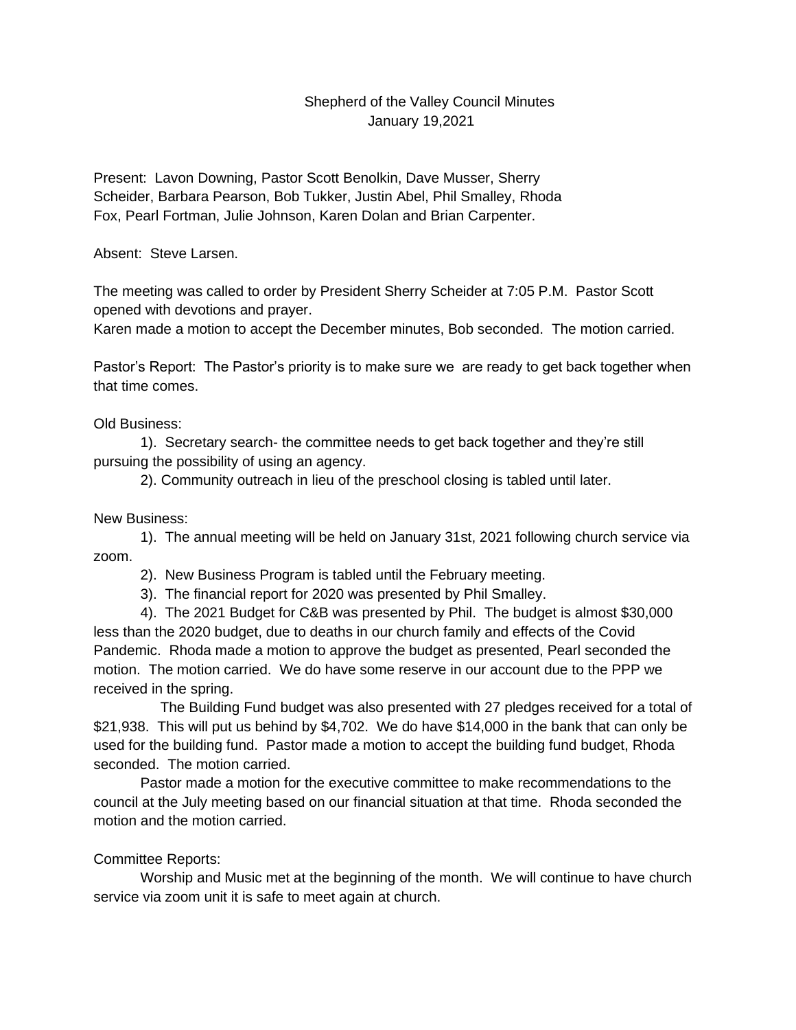# Shepherd of the Valley Council Minutes
January 19,2021

Present: Lavon Downing, Pastor Scott Benolkin, Dave Musser, Sherry Scheider, Barbara Pearson, Bob Tukker, Justin Abel, Phil Smalley, Rhoda Fox, Pearl Fortman, Julie Johnson, Karen Dolan and Brian Carpenter.

Absent: Steve Larsen.

The meeting was called to order by President Sherry Scheider at 7:05 P.M. Pastor Scott opened with devotions and prayer.
Karen made a motion to accept the December minutes, Bob seconded. The motion carried.

Pastor's Report: The Pastor's priority is to make sure we are ready to get back together when that time comes.

Old Business:

1). Secretary search- the committee needs to get back together and they're still pursuing the possibility of using an agency.

2). Community outreach in lieu of the preschool closing is tabled until later.

New Business:

1). The annual meeting will be held on January 31st, 2021 following church service via zoom.

2). New Business Program is tabled until the February meeting.

3). The financial report for 2020 was presented by Phil Smalley.

4). The 2021 Budget for C&B was presented by Phil. The budget is almost $30,000 less than the 2020 budget, due to deaths in our church family and effects of the Covid Pandemic. Rhoda made a motion to approve the budget as presented, Pearl seconded the motion. The motion carried. We do have some reserve in our account due to the PPP we received in the spring.

The Building Fund budget was also presented with 27 pledges received for a total of $21,938. This will put us behind by $4,702. We do have $14,000 in the bank that can only be used for the building fund. Pastor made a motion to accept the building fund budget, Rhoda seconded. The motion carried.

Pastor made a motion for the executive committee to make recommendations to the council at the July meeting based on our financial situation at that time. Rhoda seconded the motion and the motion carried.

Committee Reports:

Worship and Music met at the beginning of the month. We will continue to have church service via zoom unit it is safe to meet again at church.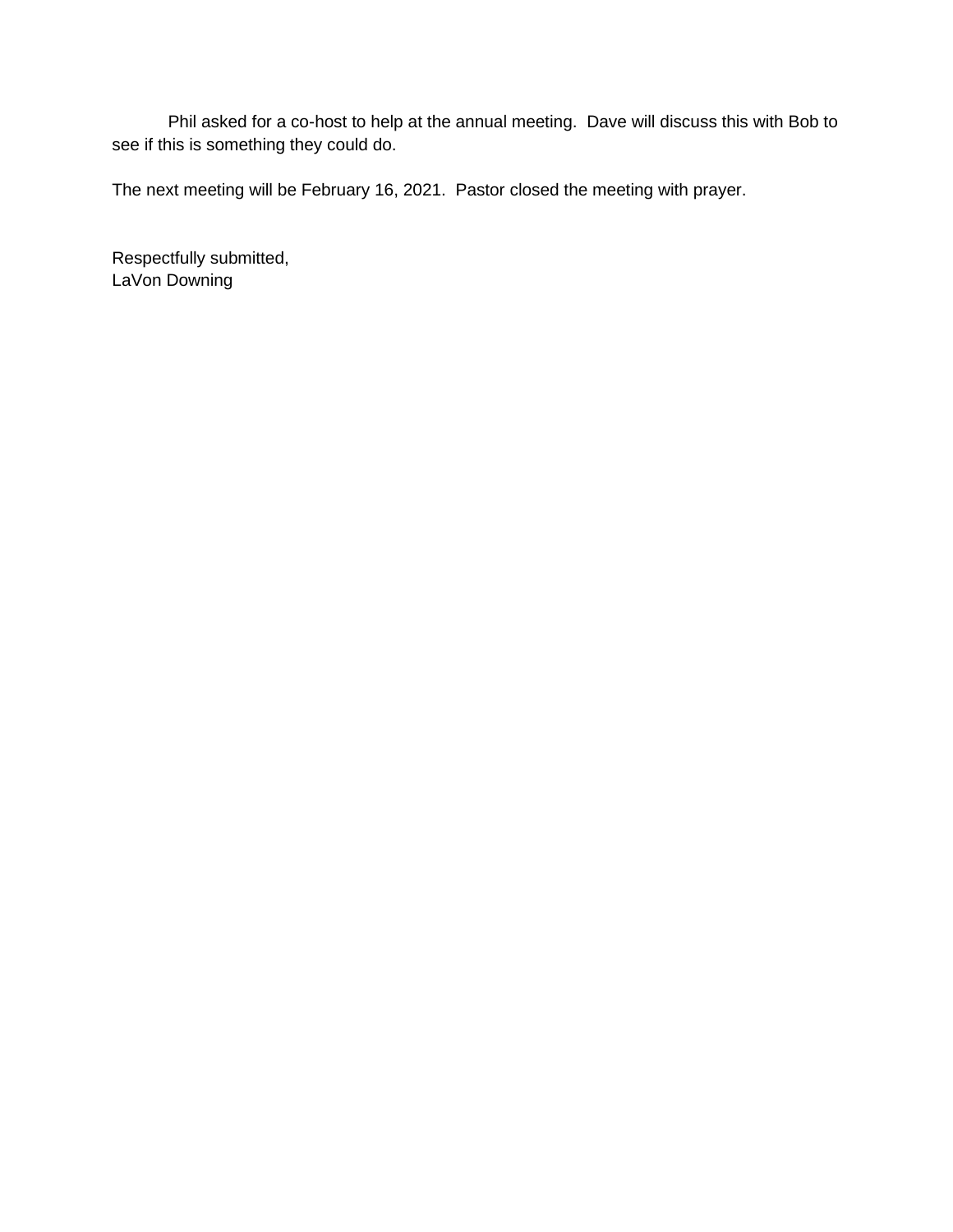Phil asked for a co-host to help at the annual meeting. Dave will discuss this with Bob to see if this is something they could do.

The next meeting will be February 16, 2021. Pastor closed the meeting with prayer.

Respectfully submitted,
LaVon Downing